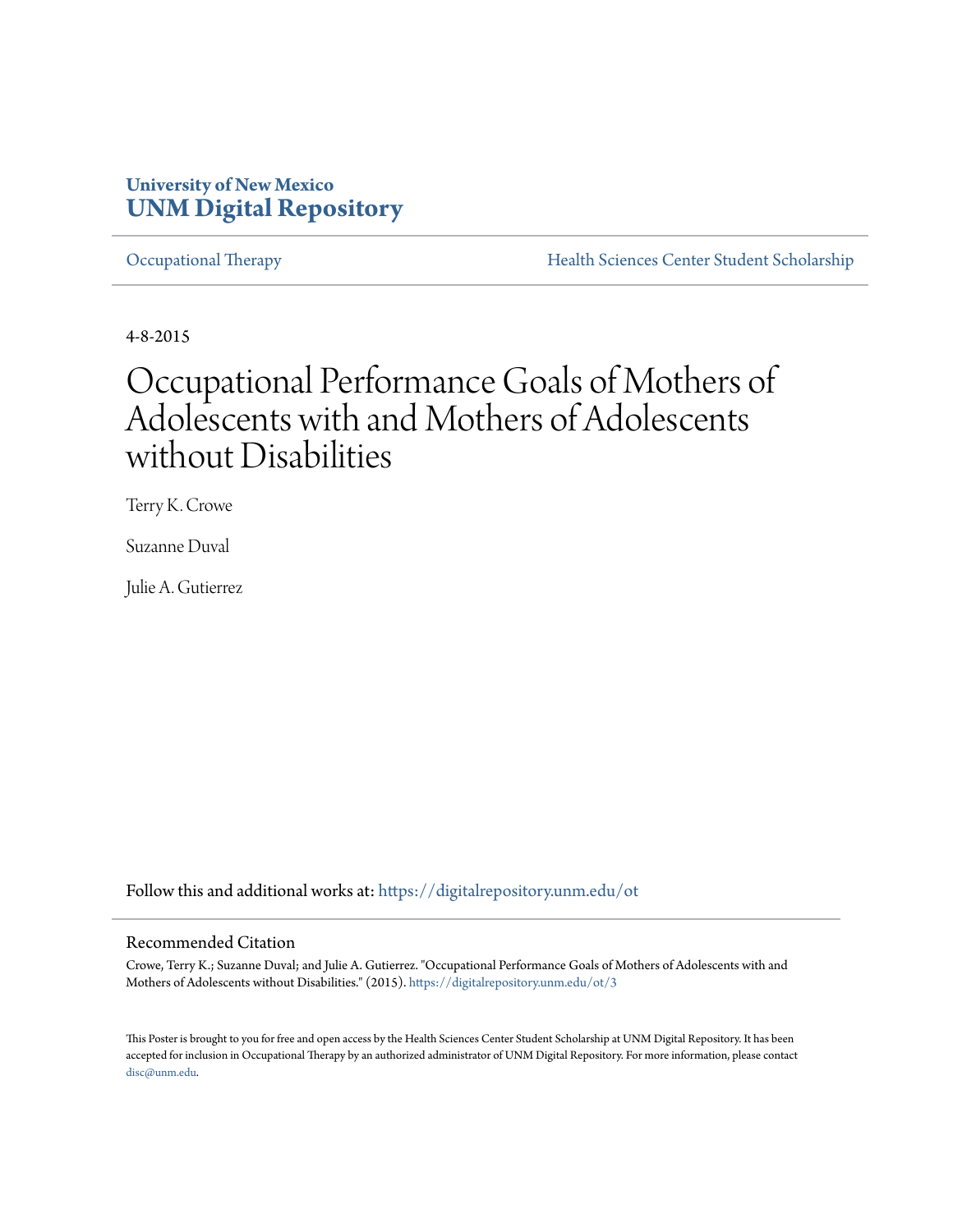University of New Mexico
# UNM Digital Repository

Occupational Therapy | Health Sciences Center Student Scholarship

4-8-2015

# Occupational Performance Goals of Mothers of Adolescents with and Mothers of Adolescents without Disabilities

Terry K. Crowe

Suzanne Duval

Julie A. Gutierrez

Follow this and additional works at: https://digitalrepository.unm.edu/ot

## Recommended Citation

Crowe, Terry K.; Suzanne Duval; and Julie A. Gutierrez. "Occupational Performance Goals of Mothers of Adolescents with and Mothers of Adolescents without Disabilities." (2015). https://digitalrepository.unm.edu/ot/3

This Poster is brought to you for free and open access by the Health Sciences Center Student Scholarship at UNM Digital Repository. It has been accepted for inclusion in Occupational Therapy by an authorized administrator of UNM Digital Repository. For more information, please contact disc@unm.edu.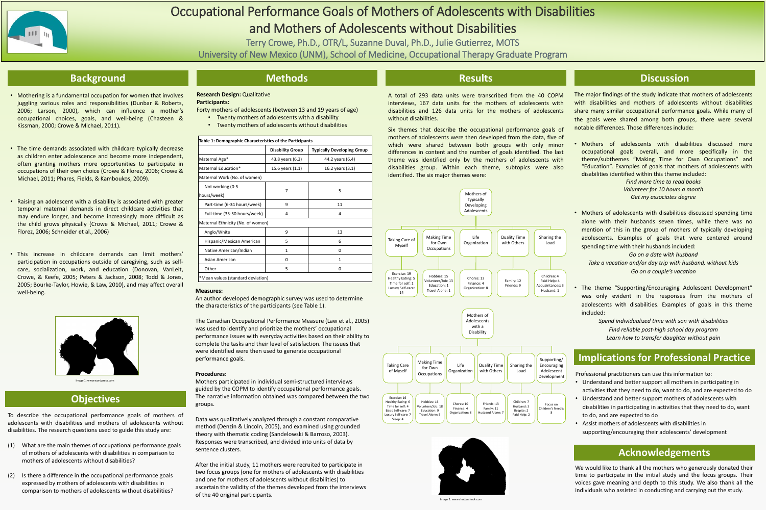# Occupational Performance Goals of Mothers of Adolescents with Disabilities and Mothers of Adolescents without Disabilities

Terry Crowe, Ph.D., OTR/L, Suzanne Duval, Ph.D., Julie Gutierrez, MOTS

University of New Mexico (UNM), School of Medicine, Occupational Therapy Graduate Program

## Background

- Mothering is a fundamental occupation for women that involves juggling various roles and responsibilities (Dunbar & Roberts, 2006; Larson, 2000), which can influence a mother's occupational choices, goals, and well-being (Chasteen & Kissman, 2000; Crowe & Michael, 2011).
- The time demands associated with childcare typically decrease as children enter adolescence and become more independent, often granting mothers more opportunities to participate in occupations of their own choice (Crowe & Florez, 2006; Crowe & Michael, 2011; Phares, Fields, & Kamboukos, 2009).
- Raising an adolescent with a disability is associated with greater temporal maternal demands in direct childcare activities that may endure longer, and become increasingly more difficult as the child grows physically (Crowe & Michael, 2011; Crowe & Florez, 2006; Schneider et al., 2006)
- This increase in childcare demands can limit mothers' participation in occupations outside of caregiving, such as self-care, socialization, work, and education (Donovan, VanLeit, Crowe, & Keefe, 2005; Peters & Jackson, 2008; Todd & Jones, 2005; Bourke-Taylor, Howie, & Law, 2010), and may affect overall well-being.

Image 1: www.wordpress.com

## Objectives

To describe the occupational performance goals of mothers of adolescents with disabilities and mothers of adolescents without disabilities. The research questions used to guide this study are:

(1) What are the main themes of occupational performance goals of mothers of adolescents with disabilities in comparison to mothers of adolescents without disabilities?

(2) Is there a difference in the occupational performance goals expressed by mothers of adolescents with disabilities in comparison to mothers of adolescents without disabilities?

## Methods

**Research Design:** Qualitative

**Participants:**

Forty mothers of adolescents (between 13 and 19 years of age)

- Twenty mothers of adolescents with a disability
- Twenty mothers of adolescents without disabilities

**Table 1: Demographic Characteristics of the Participants**

| | Disability Group | Typically Developing Group |
|---|---|---|
| Maternal Age* | 43.8 years (6.3) | 44.2 years (6.4) |
| Maternal Education* | 15.6 years (1.1) | 16.2 years (3.1) |
| Maternal Work (No. of women) | | |
| Not working (0-5 hours/week) | 7 | 5 |
| Part-time (6-34 hours/week) | 9 | 11 |
| Full-time (35-50 hours/week) | 4 | 4 |
| Maternal Ethnicity (No. of women) | | |
| Anglo/White | 9 | 13 |
| Hispanic/Mexican American | 5 | 6 |
| Native American/Indian | 1 | 0 |
| Asian American | 0 | 1 |
| Other | 5 | 0 |

*Mean values (standard deviation)

**Measures:**

An author developed demographic survey was used to determine the characteristics of the participants (see Table 1).

The Canadian Occupational Performance Measure (Law et al., 2005) was used to identify and prioritize the mothers' occupational performance issues with everyday activities based on their ability to complete the tasks and their level of satisfaction. The issues that were identified were then used to generate occupational performance goals.

**Procedures:**

Mothers participated in individual semi-structured interviews guided by the COPM to identify occupational performance goals. The narrative information obtained was compared between the two groups.

Data was qualitatively analyzed through a constant comparative method (Denzin & Lincoln, 2005), and examined using grounded theory with thematic coding (Sandelowski & Barroso, 2003). Responses were transcribed, and divided into units of data by sentence clusters.

After the initial study, 11 mothers were recruited to participate in two focus groups (one for mothers of adolescents with disabilities and one for mothers of adolescents without disabilities) to ascertain the validity of the themes developed from the interviews of the 40 original participants.

## Results

A total of 293 data units were transcribed from the 40 COPM interviews, 167 data units for the mothers of adolescents with disabilities and 126 data units for the mothers of adolescents without disabilities.

Six themes that describe the occupational performance goals of mothers of adolescents were then developed from the data, five of which were shared between both groups with only minor differences in content and the number of goals identified. The last theme was identified only by the mothers of adolescents with disabilities group. Within each theme, subtopics were also identified. The six major themes were:

Mothers of Typically Developing Adolescents

Taking Care of Myself
Exercise: 19
Healthy Eating: 5
Time for self: 1
Luxury Self-care: 14

Making Time for Own Occupations
Hobbies: 15
Volunteer/Job: 13
Education: 1
Travel Alone: 1

Life Organization
Chores: 12
Finance: 4
Organization: 8

Quality Time with Others
Family: 12
Friends: 9

Sharing the Load
Children: 4
Paid Help: 4
Acquaintances: 3
Husband: 1

Mothers of Adolescents with a Disability

Taking Care of Myself
Exercise: 16
Healthy Eating: 6
Time for self: 4
Basic Self-care: 7
Luxury Self-care: 7
Sleep: 4

Making Time for Own Occupations
Hobbies: 16
Volunteer/Job: 18
Education: 9
Travel Alone: 5

Life Organization
Chores: 10
Finance: 4
Organization: 8

Quality Time with Others
Friends: 13
Family: 11
Husband Alone: 7

Sharing the Load
Children: 7
Husband: 3
Respite: 2
Paid Help: 2

Supporting/Encouraging Adolescent Development
Focus on Children's Needs: 8

Image 2: www.shutterstock.com

## Discussion

The major findings of the study indicate that mothers of adolescents with disabilities and mothers of adolescents without disabilities share many similar occupational performance goals. While many of the goals were shared among both groups, there were several notable differences. Those differences include:

- Mothers of adolescents with disabilities discussed more occupational goals overall, and more specifically in the theme/subthemes "Making Time for Own Occupations" and "Education". Examples of goals that mothers of adolescents with disabilities identified within this theme included:
  - *Find more time to read books*
  - *Volunteer for 10 hours a month*
  - *Get my associates degree*
- Mothers of adolescents with disabilities discussed spending time alone with their husbands seven times, while there was no mention of this in the group of mothers of typically developing adolescents. Examples of goals that were centered around spending time with their husbands included:
  - *Go on a date with husband*
  - *Take a vacation and/or day trip with husband, without kids*
  - *Go on a couple's vacation*
- The theme "Supporting/Encouraging Adolescent Development" was only evident in the responses from the mothers of adolescents with disabilities. Examples of goals in this theme included:
  - *Spend individualized time with son with disabilities*
  - *Find reliable post-high school day program*
  - *Learn how to transfer daughter without pain*

## Implications for Professional Practice

Professional practitioners can use this information to:

- Understand and better support all mothers in participating in activities that they need to do, want to do, and are expected to do
- Understand and better support mothers of adolescents with disabilities in participating in activities that they need to do, want to do, and are expected to do
- Assist mothers of adolescents with disabilities in supporting/encouraging their adolescents' development

## Acknowledgements

We would like to thank all the mothers who generously donated their time to participate in the initial study and the focus groups. Their voices gave meaning and depth to this study. We also thank all the individuals who assisted in conducting and carrying out the study.